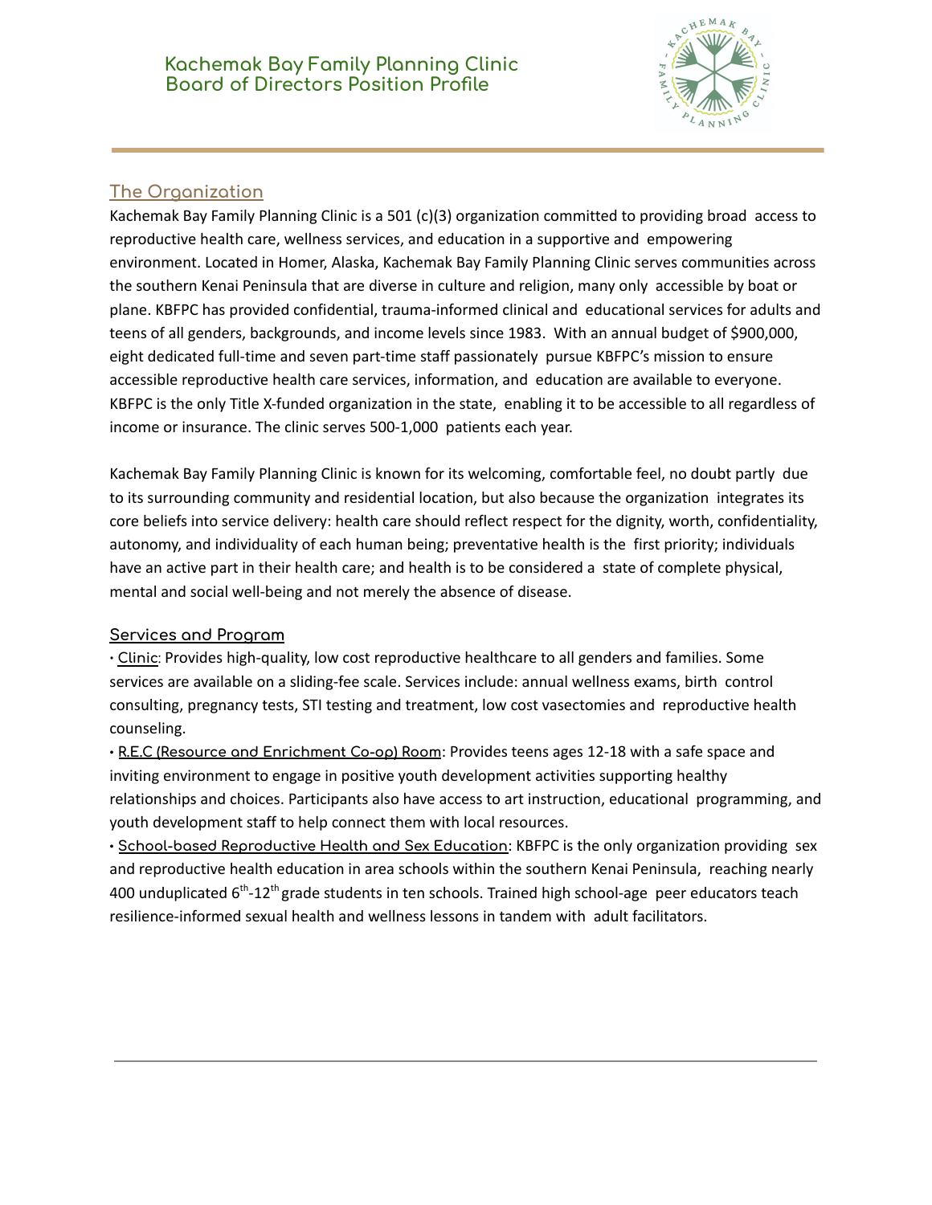# Kachemak Bay Family Planning Clinic Board of Directors Position Profile

## The Organization

Kachemak Bay Family Planning Clinic is a 501 (c)(3) organization committed to providing broad access to reproductive health care, wellness services, and education in a supportive and empowering environment. Located in Homer, Alaska, Kachemak Bay Family Planning Clinic serves communities across the southern Kenai Peninsula that are diverse in culture and religion, many only accessible by boat or plane. KBFPC has provided confidential, trauma-informed clinical and educational services for adults and teens of all genders, backgrounds, and income levels since 1983. With an annual budget of $900,000, eight dedicated full-time and seven part-time staff passionately pursue KBFPC's mission to ensure accessible reproductive health care services, information, and education are available to everyone. KBFPC is the only Title X-funded organization in the state, enabling it to be accessible to all regardless of income or insurance. The clinic serves 500-1,000 patients each year.

Kachemak Bay Family Planning Clinic is known for its welcoming, comfortable feel, no doubt partly due to its surrounding community and residential location, but also because the organization integrates its core beliefs into service delivery: health care should reflect respect for the dignity, worth, confidentiality, autonomy, and individuality of each human being; preventative health is the first priority; individuals have an active part in their health care; and health is to be considered a state of complete physical, mental and social well-being and not merely the absence of disease.

### Services and Program

- Clinic: Provides high-quality, low cost reproductive healthcare to all genders and families. Some services are available on a sliding-fee scale. Services include: annual wellness exams, birth control consulting, pregnancy tests, STI testing and treatment, low cost vasectomies and reproductive health counseling.
- R.E.C (Resource and Enrichment Co-op) Room: Provides teens ages 12-18 with a safe space and inviting environment to engage in positive youth development activities supporting healthy relationships and choices. Participants also have access to art instruction, educational programming, and youth development staff to help connect them with local resources.
- School-based Reproductive Health and Sex Education: KBFPC is the only organization providing sex and reproductive health education in area schools within the southern Kenai Peninsula, reaching nearly 400 unduplicated 6th-12th grade students in ten schools. Trained high school-age peer educators teach resilience-informed sexual health and wellness lessons in tandem with adult facilitators.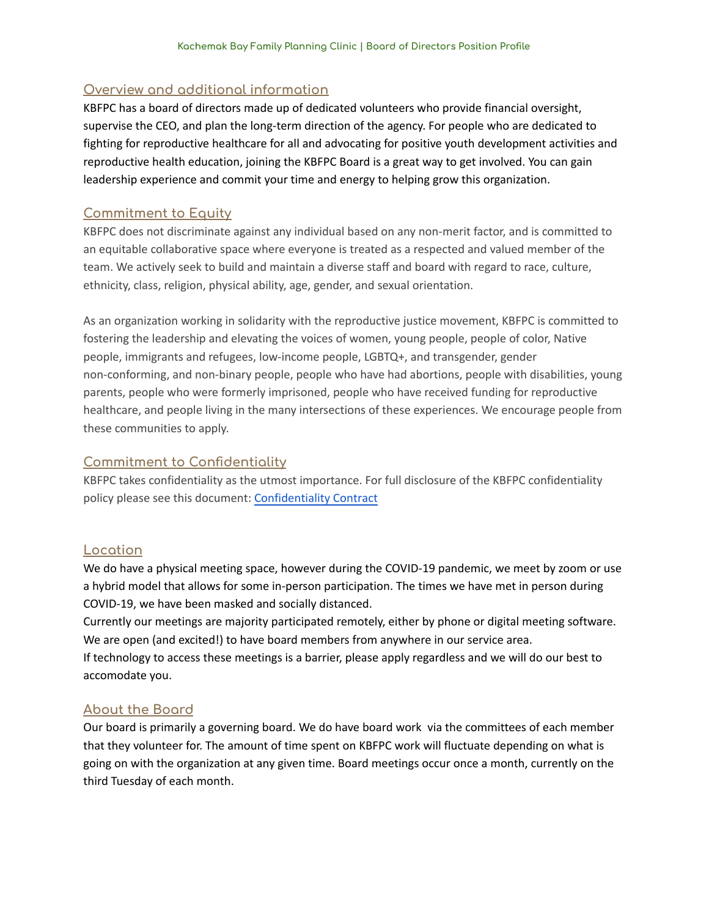## Overview and additional information

KBFPC has a board of directors made up of dedicated volunteers who provide financial oversight, supervise the CEO, and plan the long-term direction of the agency. For people who are dedicated to fighting for reproductive healthcare for all and advocating for positive youth development activities and reproductive health education, joining the KBFPC Board is a great way to get involved. You can gain leadership experience and commit your time and energy to helping grow this organization.

## Commitment to Equity

KBFPC does not discriminate against any individual based on any non-merit factor, and is committed to an equitable collaborative space where everyone is treated as a respected and valued member of the team. We actively seek to build and maintain a diverse staff and board with regard to race, culture, ethnicity, class, religion, physical ability, age, gender, and sexual orientation.

As an organization working in solidarity with the reproductive justice movement, KBFPC is committed to fostering the leadership and elevating the voices of women, young people, people of color, Native people, immigrants and refugees, low-income people, LGBTQ+, and transgender, gender non-conforming, and non-binary people, people who have had abortions, people with disabilities, young parents, people who were formerly imprisoned, people who have received funding for reproductive healthcare, and people living in the many intersections of these experiences. We encourage people from these communities to apply.

## Commitment to Confidentiality

KBFPC takes confidentiality as the utmost importance. For full disclosure of the KBFPC confidentiality policy please see this document: Confidentiality Contract

## Location

We do have a physical meeting space, however during the COVID-19 pandemic, we meet by zoom or use a hybrid model that allows for some in-person participation. The times we have met in person during COVID-19, we have been masked and socially distanced.

Currently our meetings are majority participated remotely, either by phone or digital meeting software. We are open (and excited!) to have board members from anywhere in our service area.

If technology to access these meetings is a barrier, please apply regardless and we will do our best to accomodate you.

## About the Board

Our board is primarily a governing board. We do have board work via the committees of each member that they volunteer for. The amount of time spent on KBFPC work will fluctuate depending on what is going on with the organization at any given time. Board meetings occur once a month, currently on the third Tuesday of each month.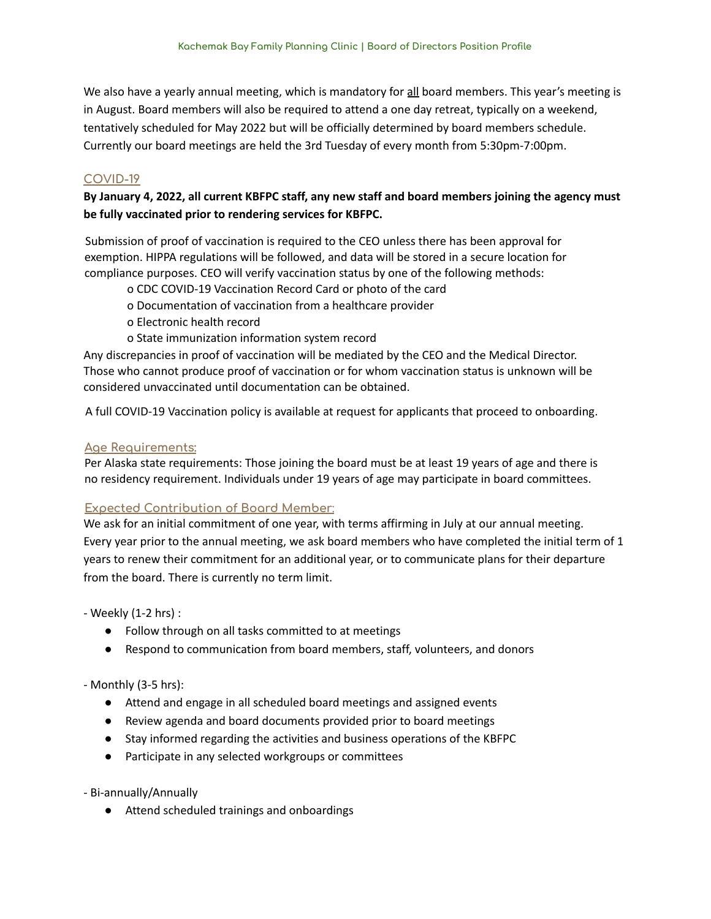We also have a yearly annual meeting, which is mandatory for all board members. This year's meeting is in August. Board members will also be required to attend a one day retreat, typically on a weekend, tentatively scheduled for May 2022 but will be officially determined by board members schedule. Currently our board meetings are held the 3rd Tuesday of every month from 5:30pm-7:00pm.

## COVID-19

**By January 4, 2022, all current KBFPC staff, any new staff and board members joining the agency must be fully vaccinated prior to rendering services for KBFPC.**

Submission of proof of vaccination is required to the CEO unless there has been approval for exemption. HIPPA regulations will be followed, and data will be stored in a secure location for compliance purposes. CEO will verify vaccination status by one of the following methods:

- o CDC COVID-19 Vaccination Record Card or photo of the card
- o Documentation of vaccination from a healthcare provider
- o Electronic health record
- o State immunization information system record

Any discrepancies in proof of vaccination will be mediated by the CEO and the Medical Director. Those who cannot produce proof of vaccination or for whom vaccination status is unknown will be considered unvaccinated until documentation can be obtained.

A full COVID-19 Vaccination policy is available at request for applicants that proceed to onboarding.

## Age Requirements:

Per Alaska state requirements: Those joining the board must be at least 19 years of age and there is no residency requirement. Individuals under 19 years of age may participate in board committees.

## Expected Contribution of Board Member:

We ask for an initial commitment of one year, with terms affirming in July at our annual meeting. Every year prior to the annual meeting, we ask board members who have completed the initial term of 1 years to renew their commitment for an additional year, or to communicate plans for their departure from the board. There is currently no term limit.

- Weekly (1-2 hrs) :

- Follow through on all tasks committed to at meetings
- Respond to communication from board members, staff, volunteers, and donors

- Monthly (3-5 hrs):

- Attend and engage in all scheduled board meetings and assigned events
- Review agenda and board documents provided prior to board meetings
- Stay informed regarding the activities and business operations of the KBFPC
- Participate in any selected workgroups or committees

- Bi-annually/Annually

- Attend scheduled trainings and onboardings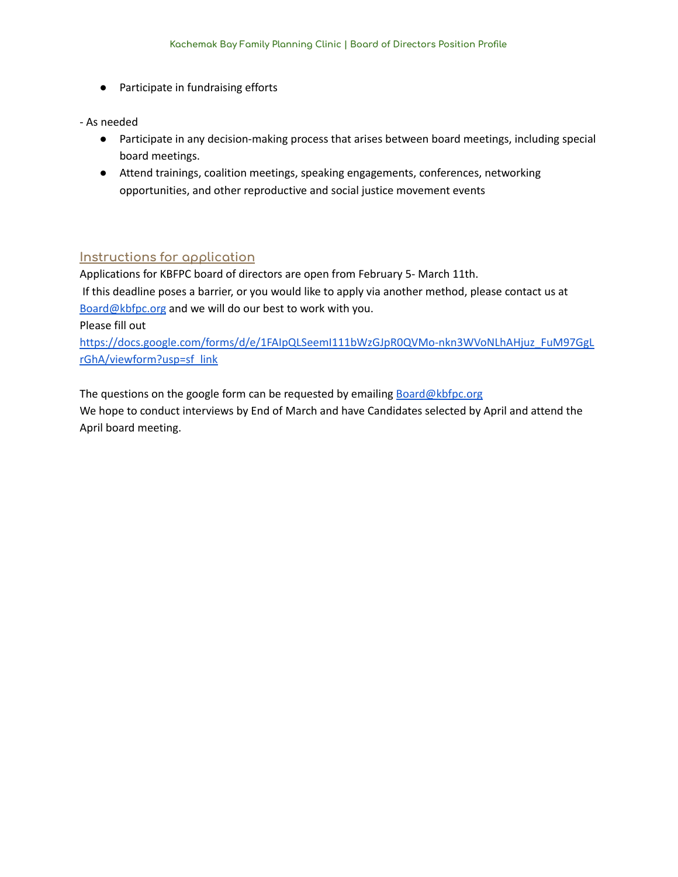- Participate in fundraising efforts

- As needed
  - Participate in any decision-making process that arises between board meetings, including special board meetings.
  - Attend trainings, coalition meetings, speaking engagements, conferences, networking opportunities, and other reproductive and social justice movement events

## Instructions for application

Applications for KBFPC board of directors are open from February 5- March 11th.
If this deadline poses a barrier, or you would like to apply via another method, please contact us at Board@kbfpc.org and we will do our best to work with you.
Please fill out
https://docs.google.com/forms/d/e/1FAIpQLSeemI111bWzGJpR0QVMo-nkn3WVoNLhAHjuz_FuM97GgLrGhA/viewform?usp=sf_link

The questions on the google form can be requested by emailing Board@kbfpc.org
We hope to conduct interviews by End of March and have Candidates selected by April and attend the April board meeting.